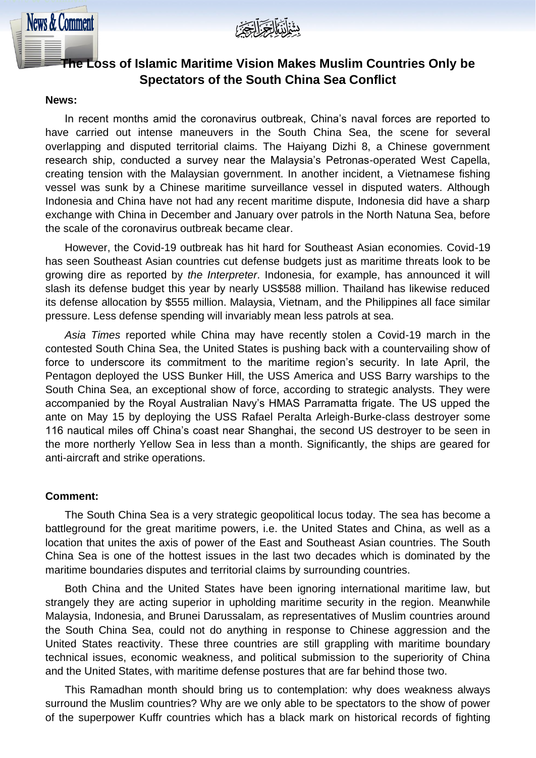بسم الله الرحمن الرحيم

# The Loss of Islamic Maritime Vision Makes Muslim Countries Only be Spectators of the South China Sea Conflict

**News:**

In recent months amid the coronavirus outbreak, China's naval forces are reported to have carried out intense maneuvers in the South China Sea, the scene for several overlapping and disputed territorial claims. The Haiyang Dizhi 8, a Chinese government research ship, conducted a survey near the Malaysia's Petronas-operated West Capella, creating tension with the Malaysian government. In another incident, a Vietnamese fishing vessel was sunk by a Chinese maritime surveillance vessel in disputed waters. Although Indonesia and China have not had any recent maritime dispute, Indonesia did have a sharp exchange with China in December and January over patrols in the North Natuna Sea, before the scale of the coronavirus outbreak became clear.

However, the Covid-19 outbreak has hit hard for Southeast Asian economies. Covid-19 has seen Southeast Asian countries cut defense budgets just as maritime threats look to be growing dire as reported by *the Interpreter*. Indonesia, for example, has announced it will slash its defense budget this year by nearly US$588 million. Thailand has likewise reduced its defense allocation by $555 million. Malaysia, Vietnam, and the Philippines all face similar pressure. Less defense spending will invariably mean less patrols at sea.

*Asia Times* reported while China may have recently stolen a Covid-19 march in the contested South China Sea, the United States is pushing back with a countervailing show of force to underscore its commitment to the maritime region's security. In late April, the Pentagon deployed the USS Bunker Hill, the USS America and USS Barry warships to the South China Sea, an exceptional show of force, according to strategic analysts. They were accompanied by the Royal Australian Navy's HMAS Parramatta frigate. The US upped the ante on May 15 by deploying the USS Rafael Peralta Arleigh-Burke-class destroyer some 116 nautical miles off China's coast near Shanghai, the second US destroyer to be seen in the more northerly Yellow Sea in less than a month. Significantly, the ships are geared for anti-aircraft and strike operations.

**Comment:**

The South China Sea is a very strategic geopolitical locus today. The sea has become a battleground for the great maritime powers, i.e. the United States and China, as well as a location that unites the axis of power of the East and Southeast Asian countries. The South China Sea is one of the hottest issues in the last two decades which is dominated by the maritime boundaries disputes and territorial claims by surrounding countries.

Both China and the United States have been ignoring international maritime law, but strangely they are acting superior in upholding maritime security in the region. Meanwhile Malaysia, Indonesia, and Brunei Darussalam, as representatives of Muslim countries around the South China Sea, could not do anything in response to Chinese aggression and the United States reactivity. These three countries are still grappling with maritime boundary technical issues, economic weakness, and political submission to the superiority of China and the United States, with maritime defense postures that are far behind those two.

This Ramadhan month should bring us to contemplation: why does weakness always surround the Muslim countries? Why are we only able to be spectators to the show of power of the superpower Kuffr countries which has a black mark on historical records of fighting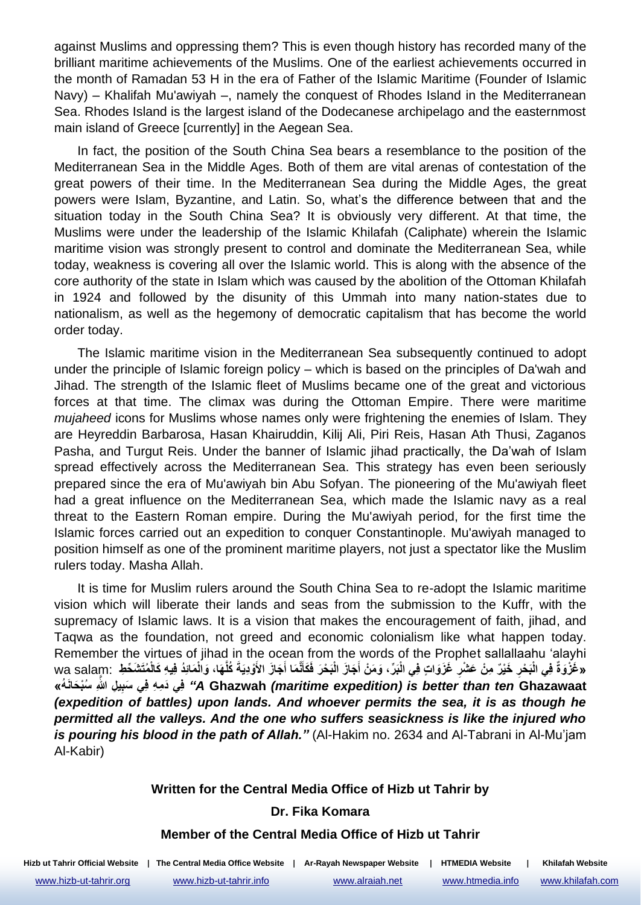against Muslims and oppressing them? This is even though history has recorded many of the brilliant maritime achievements of the Muslims. One of the earliest achievements occurred in the month of Ramadan 53 H in the era of Father of the Islamic Maritime (Founder of Islamic Navy) – Khalifah Mu'awiyah –, namely the conquest of Rhodes Island in the Mediterranean Sea. Rhodes Island is the largest island of the Dodecanese archipelago and the easternmost main island of Greece [currently] in the Aegean Sea.

In fact, the position of the South China Sea bears a resemblance to the position of the Mediterranean Sea in the Middle Ages. Both of them are vital arenas of contestation of the great powers of their time. In the Mediterranean Sea during the Middle Ages, the great powers were Islam, Byzantine, and Latin. So, what's the difference between that and the situation today in the South China Sea? It is obviously very different. At that time, the Muslims were under the leadership of the Islamic Khilafah (Caliphate) wherein the Islamic maritime vision was strongly present to control and dominate the Mediterranean Sea, while today, weakness is covering all over the Islamic world. This is along with the absence of the core authority of the state in Islam which was caused by the abolition of the Ottoman Khilafah in 1924 and followed by the disunity of this Ummah into many nation-states due to nationalism, as well as the hegemony of democratic capitalism that has become the world order today.

The Islamic maritime vision in the Mediterranean Sea subsequently continued to adopt under the principle of Islamic foreign policy – which is based on the principles of Da'wah and Jihad. The strength of the Islamic fleet of Muslims became one of the great and victorious forces at that time. The climax was during the Ottoman Empire. There were maritime *mujaheed* icons for Muslims whose names only were frightening the enemies of Islam. They are Heyreddin Barbarosa, Hasan Khairuddin, Kilij Ali, Piri Reis, Hasan Ath Thusi, Zaganos Pasha, and Turgut Reis. Under the banner of Islamic jihad practically, the Da'wah of Islam spread effectively across the Mediterranean Sea. This strategy has even been seriously prepared since the era of Mu'awiyah bin Abu Sofyan. The pioneering of the Mu'awiyah fleet had a great influence on the Mediterranean Sea, which made the Islamic navy as a real threat to the Eastern Roman empire. During the Mu'awiyah period, for the first time the Islamic forces carried out an expedition to conquer Constantinople. Mu'awiyah managed to position himself as one of the prominent maritime players, not just a spectator like the Muslim rulers today. Masha Allah.

It is time for Muslim rulers around the South China Sea to re-adopt the Islamic maritime vision which will liberate their lands and seas from the submission to the Kuffr, with the supremacy of Islamic laws. It is a vision that makes the encouragement of faith, jihad, and Taqwa as the foundation, not greed and economic colonialism like what happen today. Remember the virtues of jihad in the ocean from the words of the Prophet sallallaahu 'alayhi wa salam: **«غَزْوَةٌ فِي الْبَحْرِ خَيْرٌ مِنْ عَشْرِ غَزَوَاتٍ فِي الْبَرِّ، وَمَنْ أَجَازَ الْبَحْرَ فَكَأَنَّمَا أَجَازَ الأَوْدِيَةَ كُلَّهَا، وَالْمَائِدُ فِيهِ كَالْمُتَشَحِّطِ فِي دَمِهِ فِي سَبِيلِ اللهِ سُبْحَانَهُ»** ***"A* Ghazwah *(maritime expedition) is better than ten* Ghazawaat *(expedition of battles) upon lands. And whoever permits the sea, it is as though he permitted all the valleys. And the one who suffers seasickness is like the injured who is pouring his blood in the path of Allah."*** (Al-Hakim no. 2634 and Al-Tabrani in Al-Mu'jam Al-Kabir)

**Written for the Central Media Office of Hizb ut Tahrir by**

**Dr. Fika Komara**

**Member of the Central Media Office of Hizb ut Tahrir**